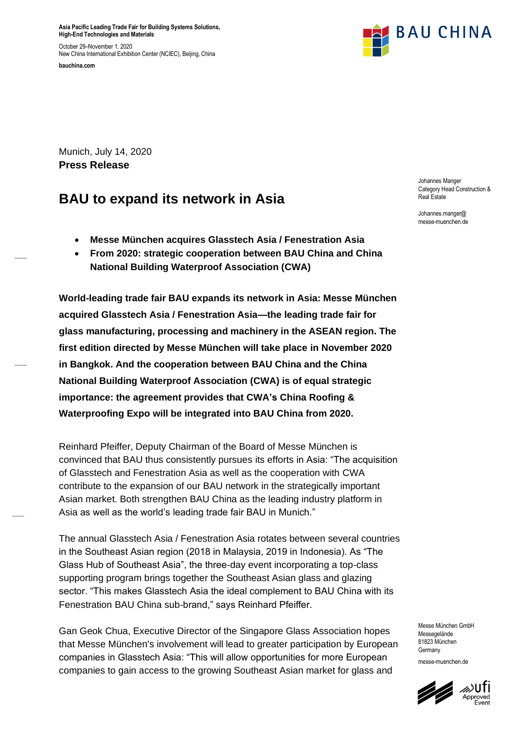**Asia Pacific Leading Trade Fair for Building Systems Solutions, High-End Technologies and Materials**

October 29–November 1, 2020
New China International Exhibition Center (NCIEC), Beijing, China

**bauchina.com**

BAU CHINA

Munich, July 14, 2020
**Press Release**

Johannes Manger
Category Head Construction & Real Estate

Johannes.manger@messe-muenchen.de

# BAU to expand its network in Asia

- **Messe München acquires Glasstech Asia / Fenestration Asia**
- **From 2020: strategic cooperation between BAU China and China National Building Waterproof Association (CWA)**

**World-leading trade fair BAU expands its network in Asia: Messe München acquired Glasstech Asia / Fenestration Asia—the leading trade fair for glass manufacturing, processing and machinery in the ASEAN region. The first edition directed by Messe München will take place in November 2020 in Bangkok. And the cooperation between BAU China and the China National Building Waterproof Association (CWA) is of equal strategic importance: the agreement provides that CWA's China Roofing & Waterproofing Expo will be integrated into BAU China from 2020.**

Reinhard Pfeiffer, Deputy Chairman of the Board of Messe München is convinced that BAU thus consistently pursues its efforts in Asia: "The acquisition of Glasstech and Fenestration Asia as well as the cooperation with CWA contribute to the expansion of our BAU network in the strategically important Asian market. Both strengthen BAU China as the leading industry platform in Asia as well as the world's leading trade fair BAU in Munich."

The annual Glasstech Asia / Fenestration Asia rotates between several countries in the Southeast Asian region (2018 in Malaysia, 2019 in Indonesia). As "The Glass Hub of Southeast Asia", the three-day event incorporating a top-class supporting program brings together the Southeast Asian glass and glazing sector. "This makes Glasstech Asia the ideal complement to BAU China with its Fenestration BAU China sub-brand," says Reinhard Pfeiffer.

Gan Geok Chua, Executive Director of the Singapore Glass Association hopes that Messe München's involvement will lead to greater participation by European companies in Glasstech Asia: "This will allow opportunities for more European companies to gain access to the growing Southeast Asian market for glass and

Messe München GmbH
Messegelände
81823 München
Germany

messe-muenchen.de

ufi Approved Event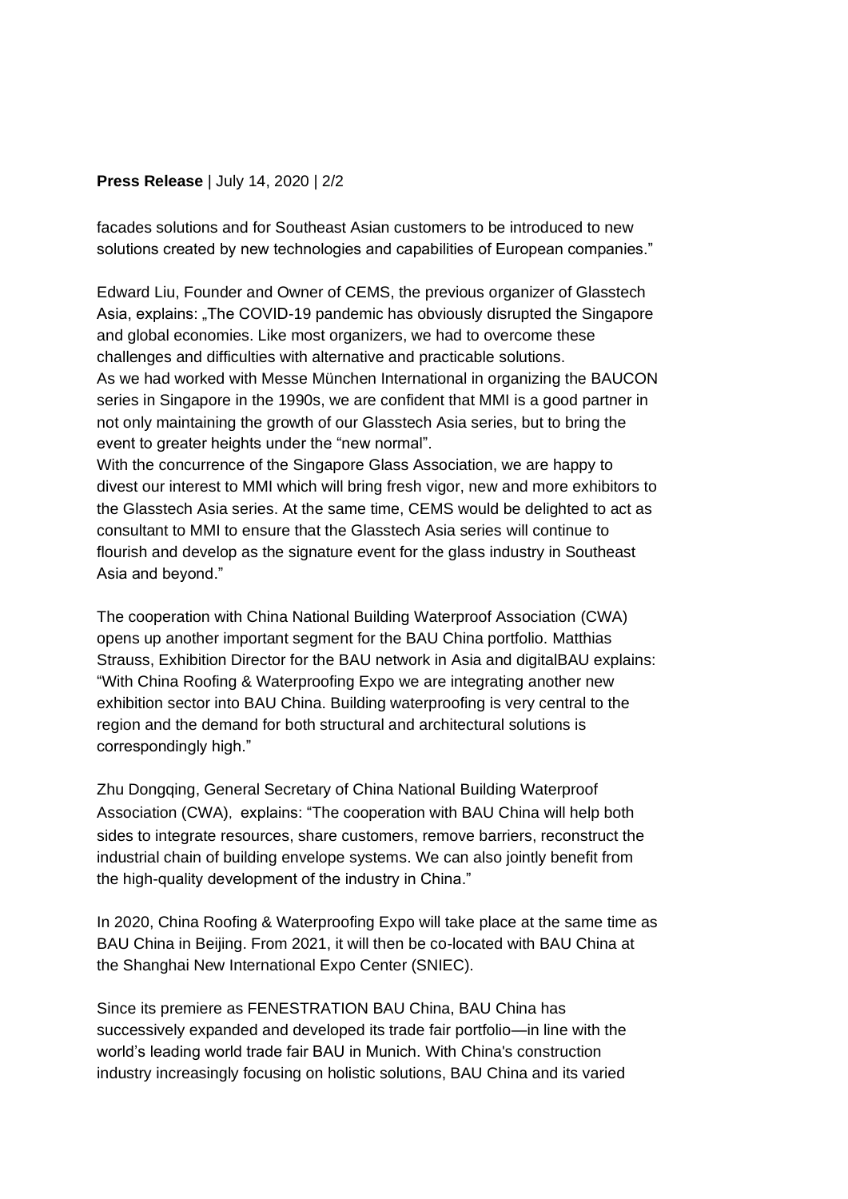facades solutions and for Southeast Asian customers to be introduced to new solutions created by new technologies and capabilities of European companies."

Edward Liu, Founder and Owner of CEMS, the previous organizer of Glasstech Asia, explains: „The COVID-19 pandemic has obviously disrupted the Singapore and global economies. Like most organizers, we had to overcome these challenges and difficulties with alternative and practicable solutions.
As we had worked with Messe München International in organizing the BAUCON series in Singapore in the 1990s, we are confident that MMI is a good partner in not only maintaining the growth of our Glasstech Asia series, but to bring the event to greater heights under the "new normal".
With the concurrence of the Singapore Glass Association, we are happy to divest our interest to MMI which will bring fresh vigor, new and more exhibitors to the Glasstech Asia series. At the same time, CEMS would be delighted to act as consultant to MMI to ensure that the Glasstech Asia series will continue to flourish and develop as the signature event for the glass industry in Southeast Asia and beyond."

The cooperation with China National Building Waterproof Association (CWA) opens up another important segment for the BAU China portfolio. Matthias Strauss, Exhibition Director for the BAU network in Asia and digitalBAU explains: "With China Roofing & Waterproofing Expo we are integrating another new exhibition sector into BAU China. Building waterproofing is very central to the region and the demand for both structural and architectural solutions is correspondingly high."

Zhu Dongqing, General Secretary of China National Building Waterproof Association (CWA), explains: "The cooperation with BAU China will help both sides to integrate resources, share customers, remove barriers, reconstruct the industrial chain of building envelope systems. We can also jointly benefit from the high-quality development of the industry in China."

In 2020, China Roofing & Waterproofing Expo will take place at the same time as BAU China in Beijing. From 2021, it will then be co-located with BAU China at the Shanghai New International Expo Center (SNIEC).

Since its premiere as FENESTRATION BAU China, BAU China has successively expanded and developed its trade fair portfolio—in line with the world's leading world trade fair BAU in Munich. With China's construction industry increasingly focusing on holistic solutions, BAU China and its varied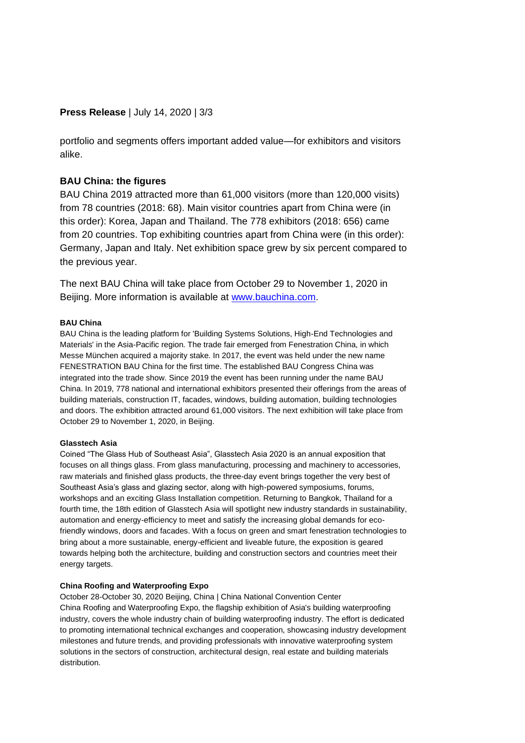portfolio and segments offers important added value—for exhibitors and visitors alike.

## BAU China: the figures

BAU China 2019 attracted more than 61,000 visitors (more than 120,000 visits) from 78 countries (2018: 68). Main visitor countries apart from China were (in this order): Korea, Japan and Thailand. The 778 exhibitors (2018: 656) came from 20 countries. Top exhibiting countries apart from China were (in this order): Germany, Japan and Italy. Net exhibition space grew by six percent compared to the previous year.

The next BAU China will take place from October 29 to November 1, 2020 in Beijing. More information is available at [www.bauchina.com](http://www.bauchina.com).

**BAU China**

BAU China is the leading platform for 'Building Systems Solutions, High-End Technologies and Materials' in the Asia-Pacific region. The trade fair emerged from Fenestration China, in which Messe München acquired a majority stake. In 2017, the event was held under the new name FENESTRATION BAU China for the first time. The established BAU Congress China was integrated into the trade show. Since 2019 the event has been running under the name BAU China. In 2019, 778 national and international exhibitors presented their offerings from the areas of building materials, construction IT, facades, windows, building automation, building technologies and doors. The exhibition attracted around 61,000 visitors. The next exhibition will take place from October 29 to November 1, 2020, in Beijing.

**Glasstech Asia**

Coined "The Glass Hub of Southeast Asia", Glasstech Asia 2020 is an annual exposition that focuses on all things glass. From glass manufacturing, processing and machinery to accessories, raw materials and finished glass products, the three-day event brings together the very best of Southeast Asia's glass and glazing sector, along with high-powered symposiums, forums, workshops and an exciting Glass Installation competition. Returning to Bangkok, Thailand for a fourth time, the 18th edition of Glasstech Asia will spotlight new industry standards in sustainability, automation and energy-efficiency to meet and satisfy the increasing global demands for eco-friendly windows, doors and facades. With a focus on green and smart fenestration technologies to bring about a more sustainable, energy-efficient and liveable future, the exposition is geared towards helping both the architecture, building and construction sectors and countries meet their energy targets.

**China Roofing and Waterproofing Expo**

October 28-October 30, 2020 Beijing, China | China National Convention Center

China Roofing and Waterproofing Expo, the flagship exhibition of Asia's building waterproofing industry, covers the whole industry chain of building waterproofing industry. The effort is dedicated to promoting international technical exchanges and cooperation, showcasing industry development milestones and future trends, and providing professionals with innovative waterproofing system solutions in the sectors of construction, architectural design, real estate and building materials distribution.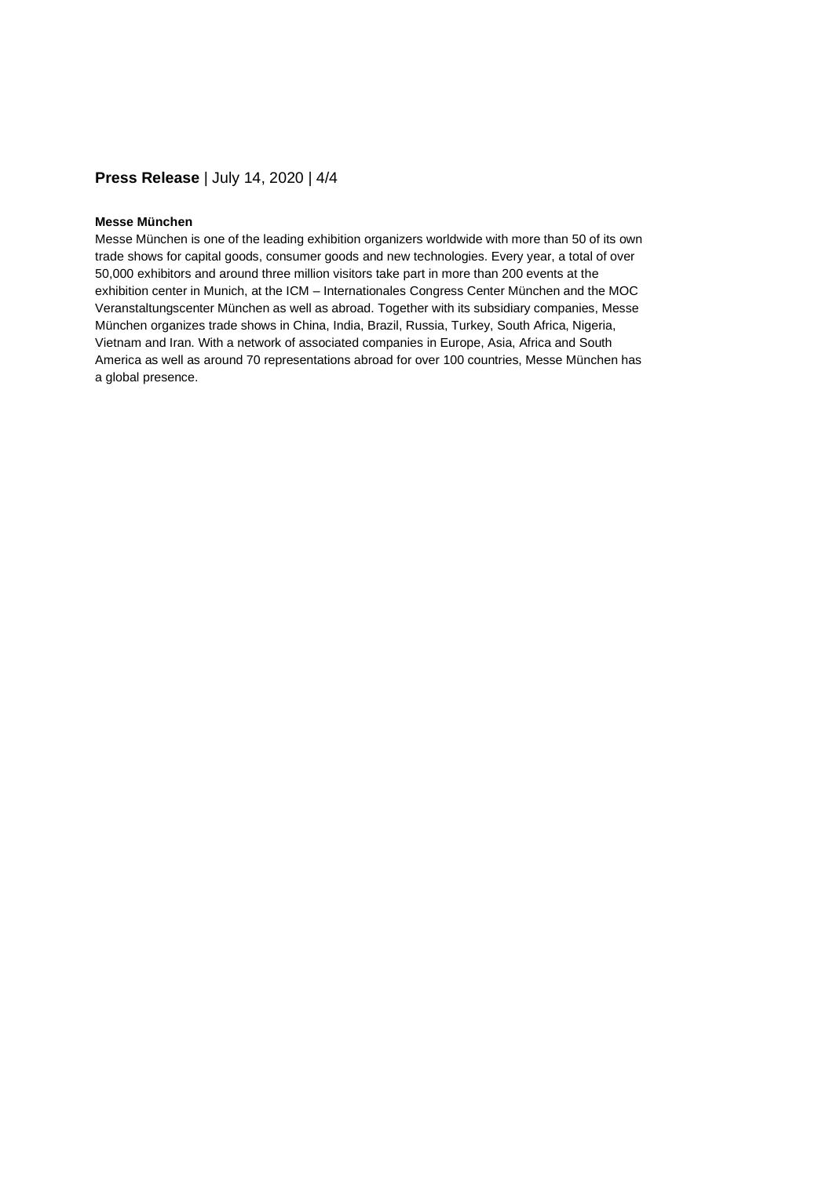**Messe München**

Messe München is one of the leading exhibition organizers worldwide with more than 50 of its own trade shows for capital goods, consumer goods and new technologies. Every year, a total of over 50,000 exhibitors and around three million visitors take part in more than 200 events at the exhibition center in Munich, at the ICM – Internationales Congress Center München and the MOC Veranstaltungscenter München as well as abroad. Together with its subsidiary companies, Messe München organizes trade shows in China, India, Brazil, Russia, Turkey, South Africa, Nigeria, Vietnam and Iran. With a network of associated companies in Europe, Asia, Africa and South America as well as around 70 representations abroad for over 100 countries, Messe München has a global presence.